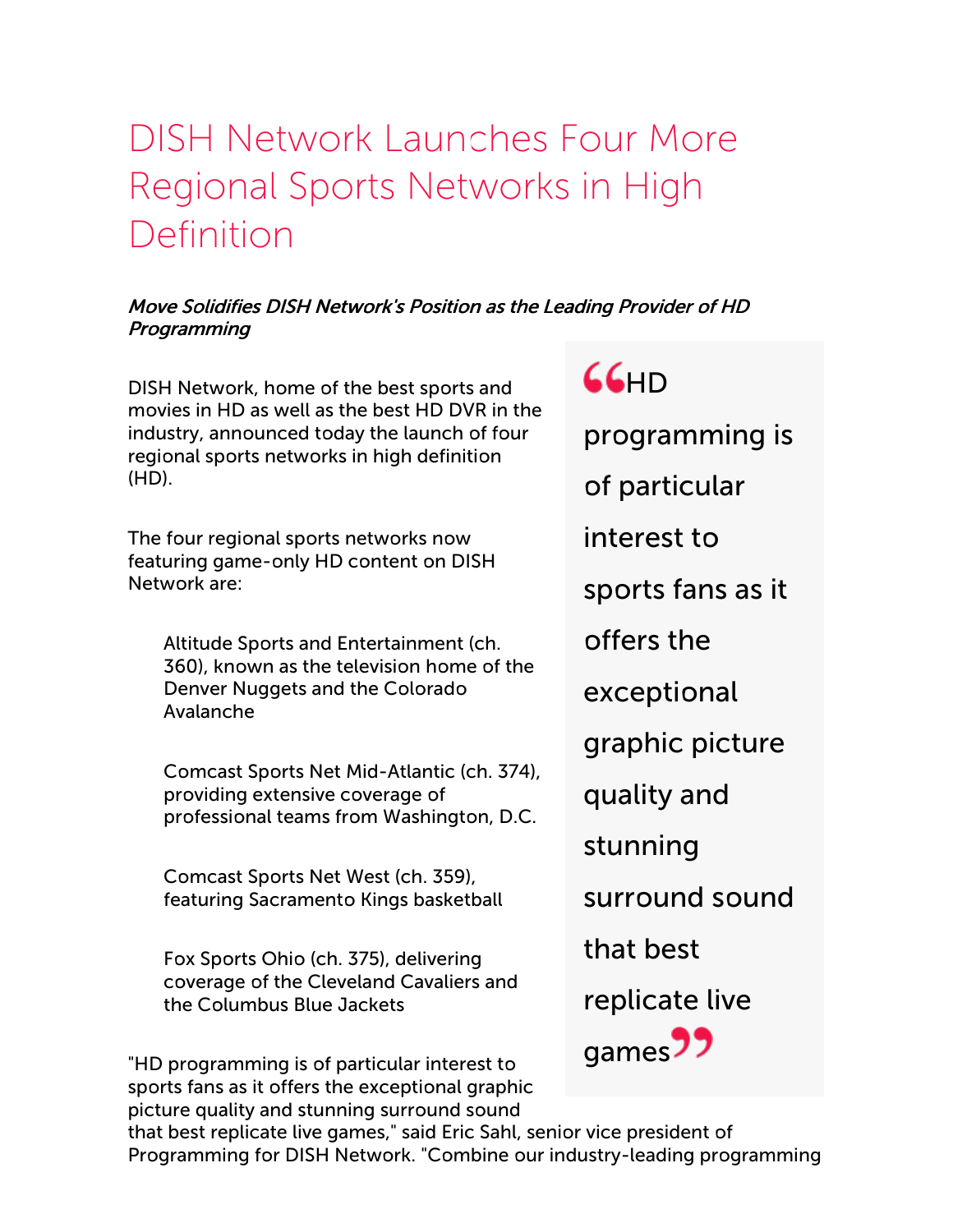# DISH Network Launches Four More Regional Sports Networks in High Definition

***Move Solidifies DISH Network's Position as the Leading Provider of HD Programming***

> "HD programming is of particular interest to sports fans as it offers the exceptional graphic picture quality and stunning surround sound that best replicate live games"

DISH Network, home of the best sports and movies in HD as well as the best HD DVR in the industry, announced today the launch of four regional sports networks in high definition (HD).

The four regional sports networks now featuring game-only HD content on DISH Network are:

- Altitude Sports and Entertainment (ch. 360), known as the television home of the Denver Nuggets and the Colorado Avalanche
- Comcast Sports Net Mid-Atlantic (ch. 374), providing extensive coverage of professional teams from Washington, D.C.
- Comcast Sports Net West (ch. 359), featuring Sacramento Kings basketball
- Fox Sports Ohio (ch. 375), delivering coverage of the Cleveland Cavaliers and the Columbus Blue Jackets

"HD programming is of particular interest to sports fans as it offers the exceptional graphic picture quality and stunning surround sound that best replicate live games," said Eric Sahl, senior vice president of Programming for DISH Network. "Combine our industry-leading programming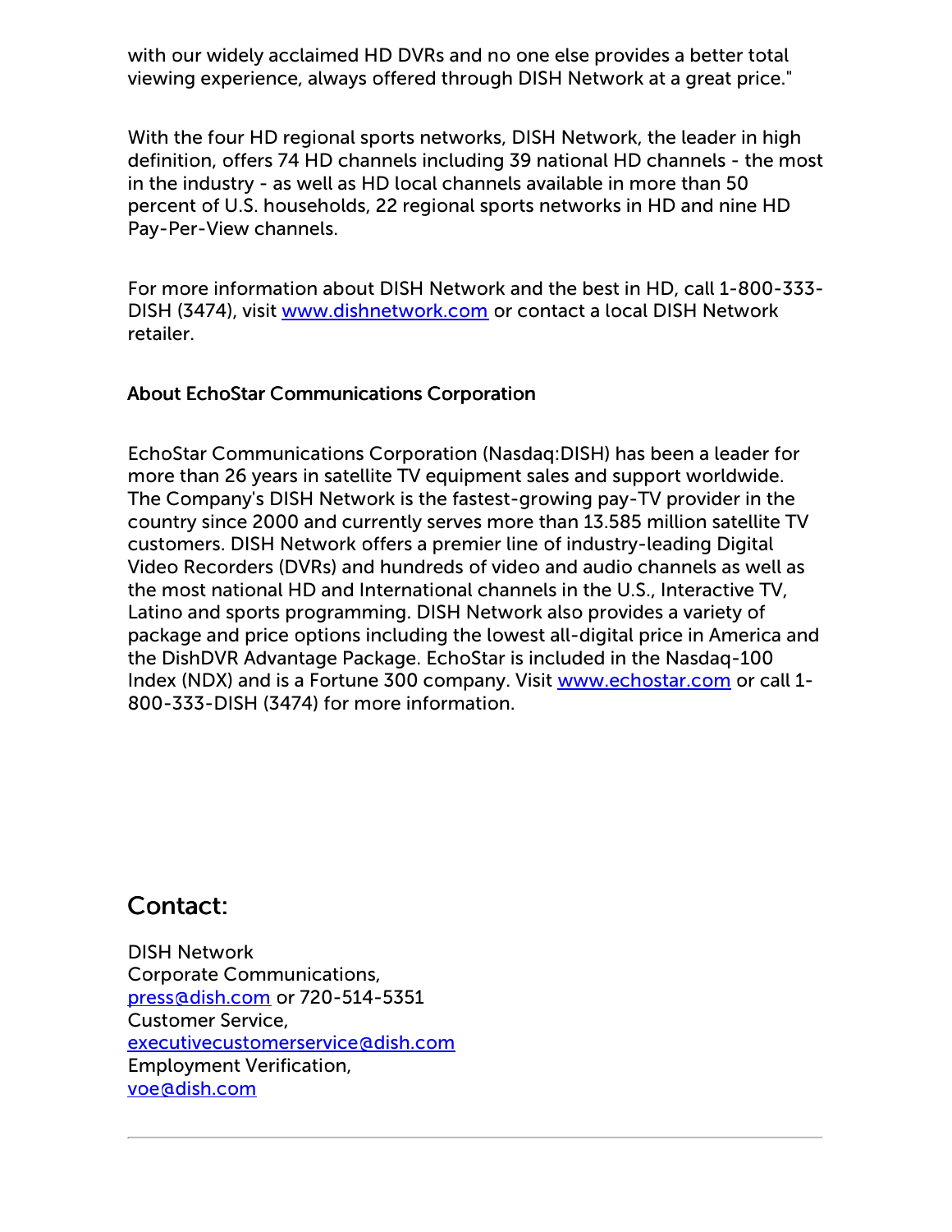with our widely acclaimed HD DVRs and no one else provides a better total viewing experience, always offered through DISH Network at a great price."

With the four HD regional sports networks, DISH Network, the leader in high definition, offers 74 HD channels including 39 national HD channels - the most in the industry - as well as HD local channels available in more than 50 percent of U.S. households, 22 regional sports networks in HD and nine HD Pay-Per-View channels.

For more information about DISH Network and the best in HD, call 1-800-333-DISH (3474), visit [www.dishnetwork.com](www.dishnetwork.com) or contact a local DISH Network retailer.

**About EchoStar Communications Corporation**

EchoStar Communications Corporation (Nasdaq:DISH) has been a leader for more than 26 years in satellite TV equipment sales and support worldwide. The Company's DISH Network is the fastest-growing pay-TV provider in the country since 2000 and currently serves more than 13.585 million satellite TV customers. DISH Network offers a premier line of industry-leading Digital Video Recorders (DVRs) and hundreds of video and audio channels as well as the most national HD and International channels in the U.S., Interactive TV, Latino and sports programming. DISH Network also provides a variety of package and price options including the lowest all-digital price in America and the DishDVR Advantage Package. EchoStar is included in the Nasdaq-100 Index (NDX) and is a Fortune 300 company. Visit [www.echostar.com](www.echostar.com) or call 1-800-333-DISH (3474) for more information.

## Contact:

DISH Network
Corporate Communications,
[press@dish.com](mailto:press@dish.com) or 720-514-5351
Customer Service,
[executivecustomerservice@dish.com](mailto:executivecustomerservice@dish.com)
Employment Verification,
[voe@dish.com](mailto:voe@dish.com)